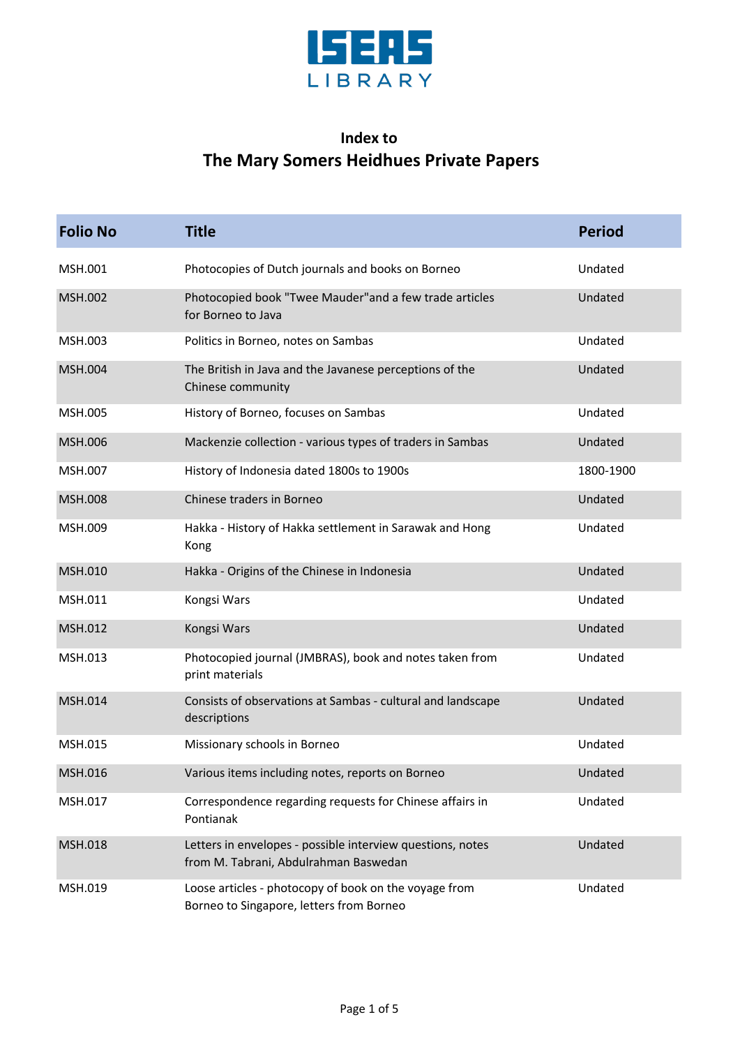ISEAS LIBRARY

# Index to
# The Mary Somers Heidhues Private Papers

| Folio No | Title | Period |
|---|---|---|
| MSH.001 | Photocopies of Dutch journals and books on Borneo | Undated |
| MSH.002 | Photocopied book "Twee Mauder"and a few trade articles for Borneo to Java | Undated |
| MSH.003 | Politics in Borneo, notes on Sambas | Undated |
| MSH.004 | The British in Java and the Javanese perceptions of the Chinese community | Undated |
| MSH.005 | History of Borneo, focuses on Sambas | Undated |
| MSH.006 | Mackenzie collection - various types of traders in Sambas | Undated |
| MSH.007 | History of Indonesia dated 1800s to 1900s | 1800-1900 |
| MSH.008 | Chinese traders in Borneo | Undated |
| MSH.009 | Hakka - History of Hakka settlement in Sarawak and Hong Kong | Undated |
| MSH.010 | Hakka - Origins of the Chinese in Indonesia | Undated |
| MSH.011 | Kongsi Wars | Undated |
| MSH.012 | Kongsi Wars | Undated |
| MSH.013 | Photocopied journal (JMBRAS), book and notes taken from print materials | Undated |
| MSH.014 | Consists of observations at Sambas - cultural and landscape descriptions | Undated |
| MSH.015 | Missionary schools in Borneo | Undated |
| MSH.016 | Various items including notes, reports on Borneo | Undated |
| MSH.017 | Correspondence regarding requests for Chinese affairs in Pontianak | Undated |
| MSH.018 | Letters in envelopes - possible interview questions, notes from M. Tabrani, Abdulrahman Baswedan | Undated |
| MSH.019 | Loose articles - photocopy of book on the voyage from Borneo to Singapore, letters from Borneo | Undated |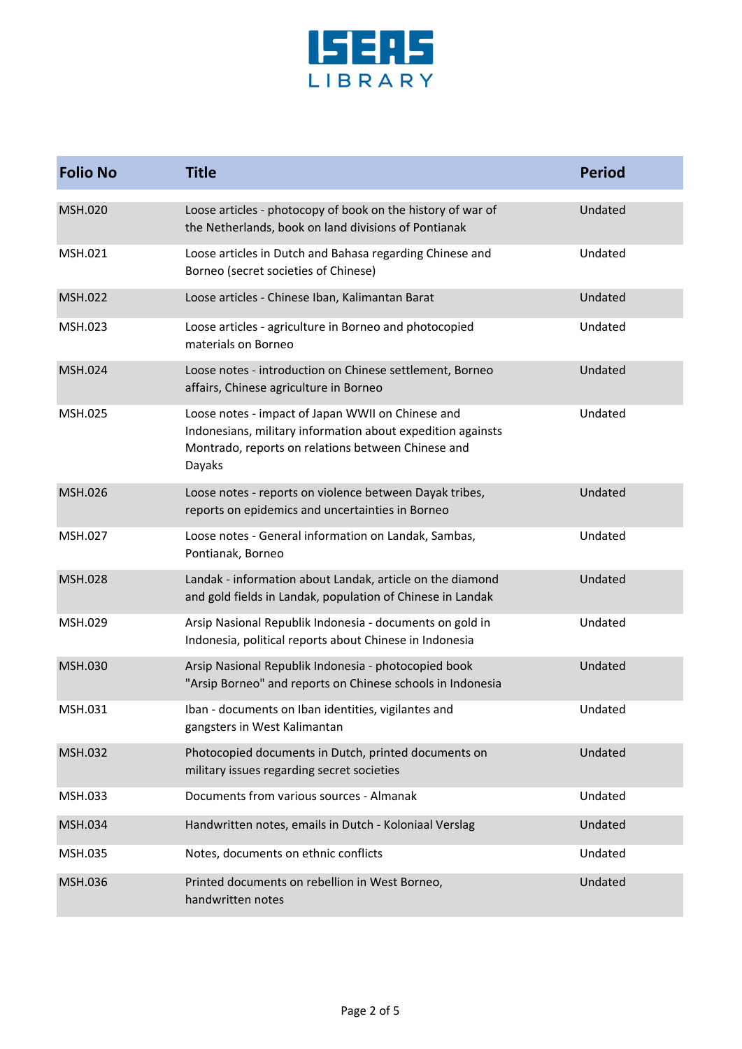| Folio No | Title | Period |
|---|---|---|
| MSH.020 | Loose articles - photocopy of book on the history of war of the Netherlands, book on land divisions of Pontianak | Undated |
| MSH.021 | Loose articles in Dutch and Bahasa regarding Chinese and Borneo (secret societies of Chinese) | Undated |
| MSH.022 | Loose articles - Chinese Iban, Kalimantan Barat | Undated |
| MSH.023 | Loose articles - agriculture in Borneo and photocopied materials on Borneo | Undated |
| MSH.024 | Loose notes - introduction on Chinese settlement, Borneo affairs, Chinese agriculture in Borneo | Undated |
| MSH.025 | Loose notes - impact of Japan WWII on Chinese and Indonesians, military information about expedition againsts Montrado, reports on relations between Chinese and Dayaks | Undated |
| MSH.026 | Loose notes - reports on violence between Dayak tribes, reports on epidemics and uncertainties in Borneo | Undated |
| MSH.027 | Loose notes - General information on Landak, Sambas, Pontianak, Borneo | Undated |
| MSH.028 | Landak - information about Landak, article on the diamond and gold fields in Landak, population of Chinese in Landak | Undated |
| MSH.029 | Arsip Nasional Republik Indonesia - documents on gold in Indonesia, political reports about Chinese in Indonesia | Undated |
| MSH.030 | Arsip Nasional Republik Indonesia - photocopied book "Arsip Borneo" and reports on Chinese schools in Indonesia | Undated |
| MSH.031 | Iban - documents on Iban identities, vigilantes and gangsters in West Kalimantan | Undated |
| MSH.032 | Photocopied documents in Dutch, printed documents on military issues regarding secret societies | Undated |
| MSH.033 | Documents from various sources - Almanak | Undated |
| MSH.034 | Handwritten notes, emails in Dutch - Koloniaal Verslag | Undated |
| MSH.035 | Notes, documents on ethnic conflicts | Undated |
| MSH.036 | Printed documents on rebellion in West Borneo, handwritten notes | Undated |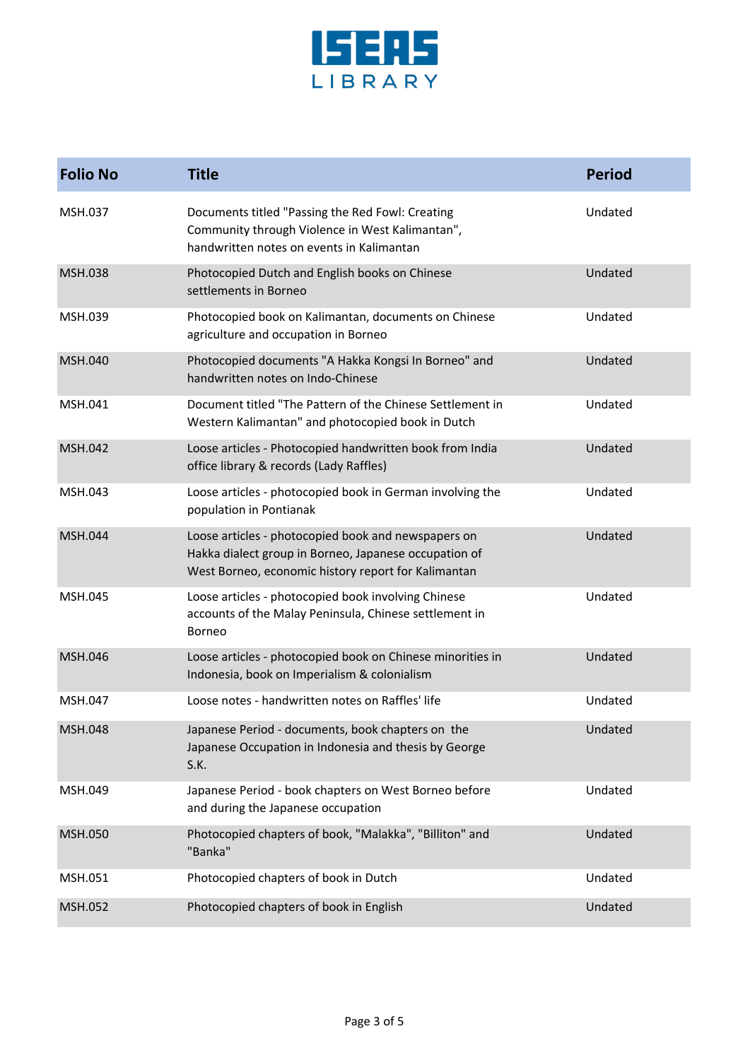| Folio No | Title | Period |
|---|---|---|
| MSH.037 | Documents titled "Passing the Red Fowl: Creating Community through Violence in West Kalimantan", handwritten notes on events in Kalimantan | Undated |
| MSH.038 | Photocopied Dutch and English books on Chinese settlements in Borneo | Undated |
| MSH.039 | Photocopied book on Kalimantan, documents on Chinese agriculture and occupation in Borneo | Undated |
| MSH.040 | Photocopied documents "A Hakka Kongsi In Borneo" and handwritten notes on Indo-Chinese | Undated |
| MSH.041 | Document titled "The Pattern of the Chinese Settlement in Western Kalimantan" and photocopied book in Dutch | Undated |
| MSH.042 | Loose articles - Photocopied handwritten book from India office library & records (Lady Raffles) | Undated |
| MSH.043 | Loose articles - photocopied book in German involving the population in Pontianak | Undated |
| MSH.044 | Loose articles - photocopied book and newspapers on Hakka dialect group in Borneo, Japanese occupation of West Borneo, economic history report for Kalimantan | Undated |
| MSH.045 | Loose articles - photocopied book involving Chinese accounts of the Malay Peninsula, Chinese settlement in Borneo | Undated |
| MSH.046 | Loose articles - photocopied book on Chinese minorities in Indonesia, book on Imperialism & colonialism | Undated |
| MSH.047 | Loose notes - handwritten notes on Raffles' life | Undated |
| MSH.048 | Japanese Period - documents, book chapters on the Japanese Occupation in Indonesia and thesis by George S.K. | Undated |
| MSH.049 | Japanese Period - book chapters on West Borneo before and during the Japanese occupation | Undated |
| MSH.050 | Photocopied chapters of book, "Malakka", "Billiton" and "Banka" | Undated |
| MSH.051 | Photocopied chapters of book in Dutch | Undated |
| MSH.052 | Photocopied chapters of book in English | Undated |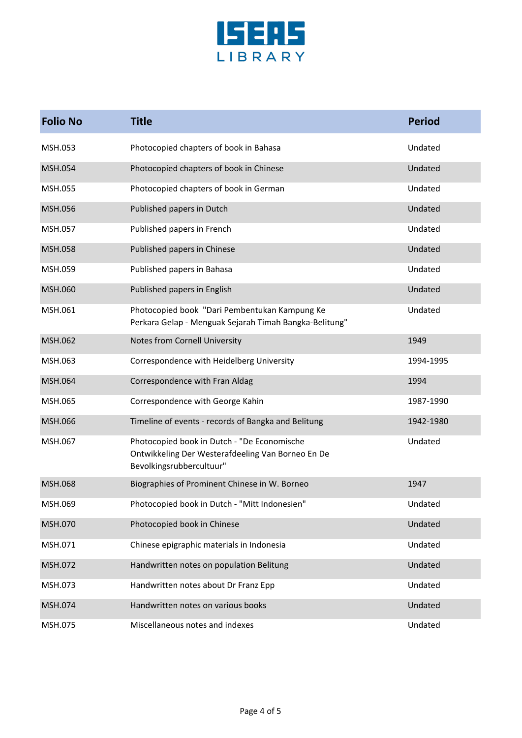ISEAS LIBRARY

| Folio No | Title | Period |
|---|---|---|
| MSH.053 | Photocopied chapters of book in Bahasa | Undated |
| MSH.054 | Photocopied chapters of book in Chinese | Undated |
| MSH.055 | Photocopied chapters of book in German | Undated |
| MSH.056 | Published papers in Dutch | Undated |
| MSH.057 | Published papers in French | Undated |
| MSH.058 | Published papers in Chinese | Undated |
| MSH.059 | Published papers in Bahasa | Undated |
| MSH.060 | Published papers in English | Undated |
| MSH.061 | Photocopied book "Dari Pembentukan Kampung Ke Perkara Gelap - Menguak Sejarah Timah Bangka-Belitung" | Undated |
| MSH.062 | Notes from Cornell University | 1949 |
| MSH.063 | Correspondence with Heidelberg University | 1994-1995 |
| MSH.064 | Correspondence with Fran Aldag | 1994 |
| MSH.065 | Correspondence with George Kahin | 1987-1990 |
| MSH.066 | Timeline of events - records of Bangka and Belitung | 1942-1980 |
| MSH.067 | Photocopied book in Dutch - "De Economische Ontwikkeling Der Westerafdeeling Van Borneo En De Bevolkingsrubbercultuur" | Undated |
| MSH.068 | Biographies of Prominent Chinese in W. Borneo | 1947 |
| MSH.069 | Photocopied book in Dutch - "Mitt Indonesien" | Undated |
| MSH.070 | Photocopied book in Chinese | Undated |
| MSH.071 | Chinese epigraphic materials in Indonesia | Undated |
| MSH.072 | Handwritten notes on population Belitung | Undated |
| MSH.073 | Handwritten notes about Dr Franz Epp | Undated |
| MSH.074 | Handwritten notes on various books | Undated |
| MSH.075 | Miscellaneous notes and indexes | Undated |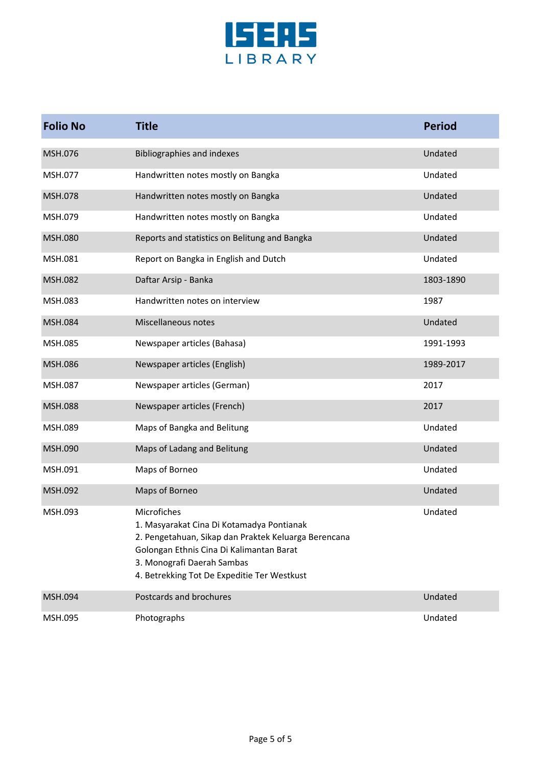| Folio No | Title | Period |
|---|---|---|
| MSH.076 | Bibliographies and indexes | Undated |
| MSH.077 | Handwritten notes mostly on Bangka | Undated |
| MSH.078 | Handwritten notes mostly on Bangka | Undated |
| MSH.079 | Handwritten notes mostly on Bangka | Undated |
| MSH.080 | Reports and statistics on Belitung and Bangka | Undated |
| MSH.081 | Report on Bangka in English and Dutch | Undated |
| MSH.082 | Daftar Arsip - Banka | 1803-1890 |
| MSH.083 | Handwritten notes on interview | 1987 |
| MSH.084 | Miscellaneous notes | Undated |
| MSH.085 | Newspaper articles (Bahasa) | 1991-1993 |
| MSH.086 | Newspaper articles (English) | 1989-2017 |
| MSH.087 | Newspaper articles (German) | 2017 |
| MSH.088 | Newspaper articles (French) | 2017 |
| MSH.089 | Maps of Bangka and Belitung | Undated |
| MSH.090 | Maps of Ladang and Belitung | Undated |
| MSH.091 | Maps of Borneo | Undated |
| MSH.092 | Maps of Borneo | Undated |
| MSH.093 | Microfiches<br>1. Masyarakat Cina Di Kotamadya Pontianak<br>2. Pengetahuan, Sikap dan Praktek Keluarga Berencana Golongan Ethnis Cina Di Kalimantan Barat<br>3. Monografi Daerah Sambas<br>4. Betrekking Tot De Expeditie Ter Westkust | Undated |
| MSH.094 | Postcards and brochures | Undated |
| MSH.095 | Photographs | Undated |